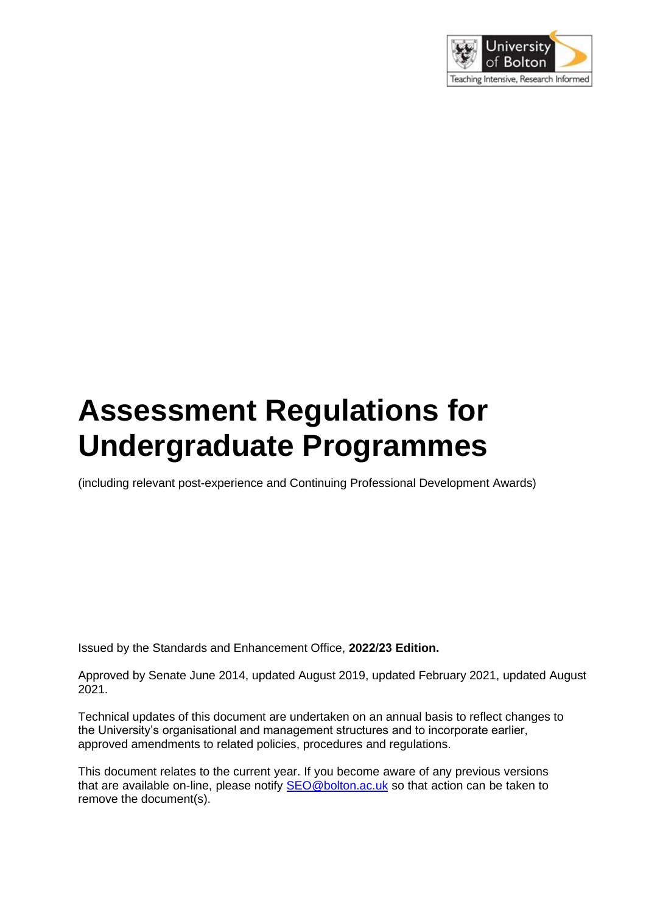# Assessment Regulations for Undergraduate Programmes

(including relevant post-experience and Continuing Professional Development Awards)

Issued by the Standards and Enhancement Office, **2022/23 Edition.**

Approved by Senate June 2014, updated August 2019, updated February 2021, updated August 2021.

Technical updates of this document are undertaken on an annual basis to reflect changes to the University's organisational and management structures and to incorporate earlier, approved amendments to related policies, procedures and regulations.

This document relates to the current year. If you become aware of any previous versions that are available on-line, please notify SEO@bolton.ac.uk so that action can be taken to remove the document(s).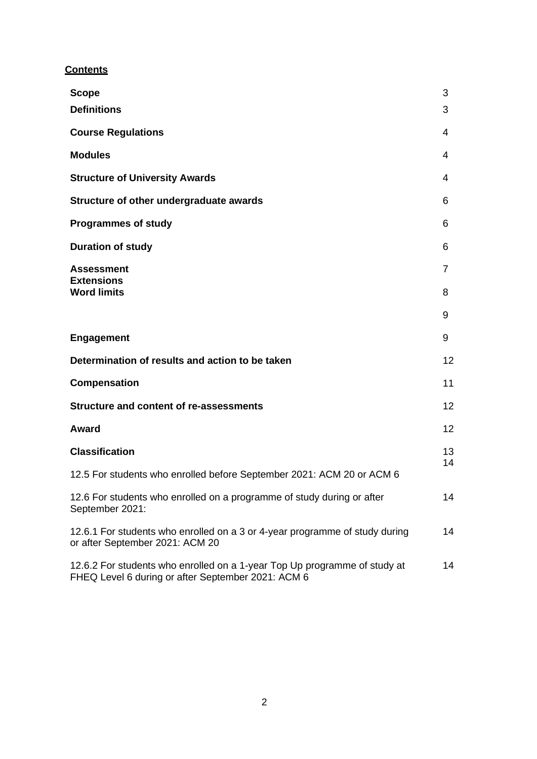**Contents**

| | |
|---|---|
| **Scope** | 3 |
| **Definitions** | 3 |
| **Course Regulations** | 4 |
| **Modules** | 4 |
| **Structure of University Awards** | 4 |
| **Structure of other undergraduate awards** | 6 |
| **Programmes of study** | 6 |
| **Duration of study** | 6 |
| **Assessment** | 7 |
| **Extensions** | 8 |
| **Word limits** | 9 |
| | 9 |
| **Engagement** | 9 |
| **Determination of results and action to be taken** | 12 |
| **Compensation** | 11 |
| **Structure and content of re-assessments** | 12 |
| **Award** | 12 |
| **Classification** | 13 |
| 12.5 For students who enrolled before September 2021: ACM 20 or ACM 6 | 14 |
| 12.6 For students who enrolled on a programme of study during or after September 2021: | 14 |
| 12.6.1 For students who enrolled on a 3 or 4-year programme of study during or after September 2021: ACM 20 | 14 |
| 12.6.2 For students who enrolled on a 1-year Top Up programme of study at FHEQ Level 6 during or after September 2021: ACM 6 | 14 |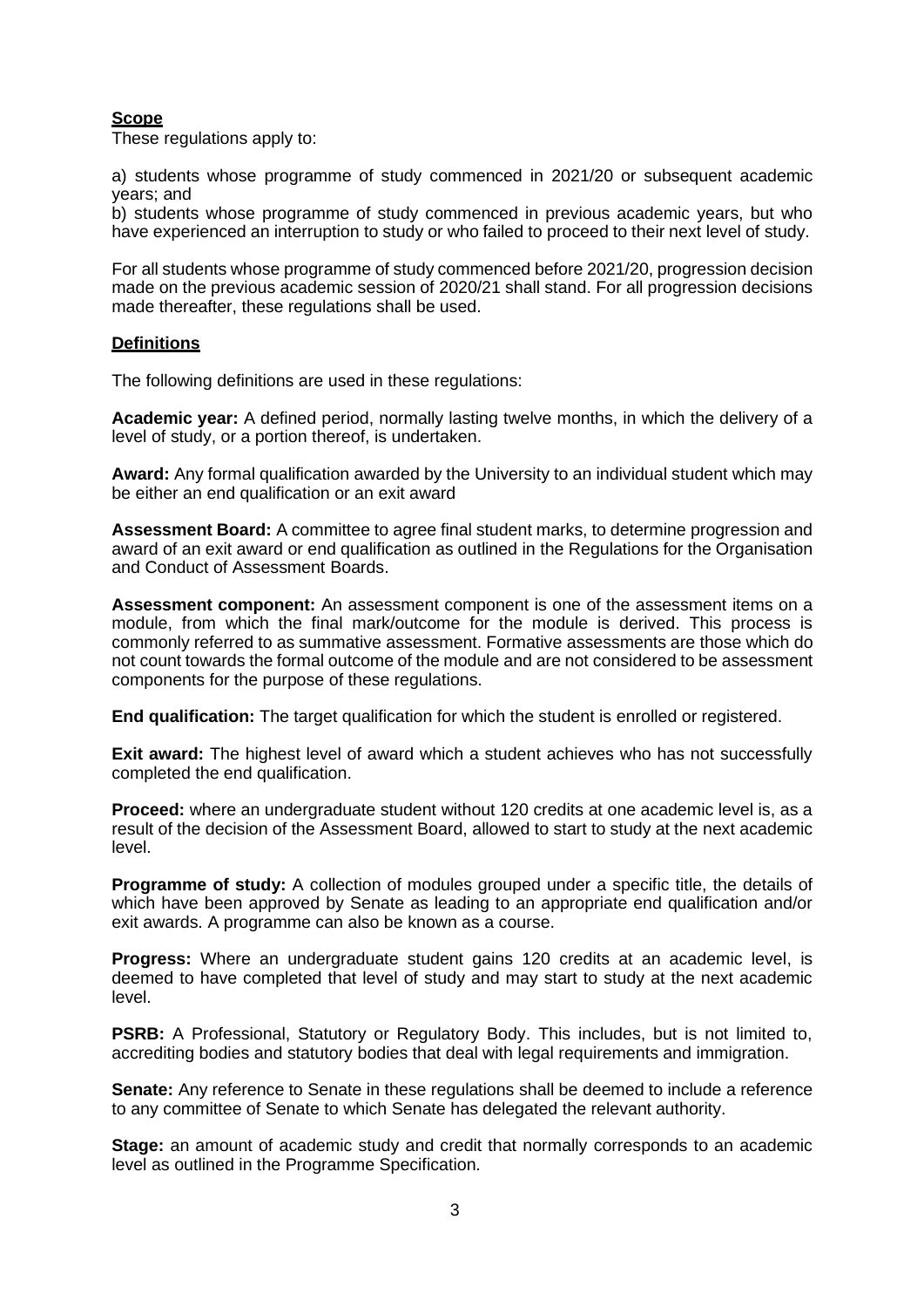## Scope

These regulations apply to:

a) students whose programme of study commenced in 2021/20 or subsequent academic years; and

b) students whose programme of study commenced in previous academic years, but who have experienced an interruption to study or who failed to proceed to their next level of study.

For all students whose programme of study commenced before 2021/20, progression decision made on the previous academic session of 2020/21 shall stand. For all progression decisions made thereafter, these regulations shall be used.

## Definitions

The following definitions are used in these regulations:

**Academic year:** A defined period, normally lasting twelve months, in which the delivery of a level of study, or a portion thereof, is undertaken.

**Award:** Any formal qualification awarded by the University to an individual student which may be either an end qualification or an exit award

**Assessment Board:** A committee to agree final student marks, to determine progression and award of an exit award or end qualification as outlined in the Regulations for the Organisation and Conduct of Assessment Boards.

**Assessment component:** An assessment component is one of the assessment items on a module, from which the final mark/outcome for the module is derived. This process is commonly referred to as summative assessment. Formative assessments are those which do not count towards the formal outcome of the module and are not considered to be assessment components for the purpose of these regulations.

**End qualification:** The target qualification for which the student is enrolled or registered.

**Exit award:** The highest level of award which a student achieves who has not successfully completed the end qualification.

**Proceed:** where an undergraduate student without 120 credits at one academic level is, as a result of the decision of the Assessment Board, allowed to start to study at the next academic level.

**Programme of study:** A collection of modules grouped under a specific title, the details of which have been approved by Senate as leading to an appropriate end qualification and/or exit awards. A programme can also be known as a course.

**Progress:** Where an undergraduate student gains 120 credits at an academic level, is deemed to have completed that level of study and may start to study at the next academic level.

**PSRB:** A Professional, Statutory or Regulatory Body. This includes, but is not limited to, accrediting bodies and statutory bodies that deal with legal requirements and immigration.

**Senate:** Any reference to Senate in these regulations shall be deemed to include a reference to any committee of Senate to which Senate has delegated the relevant authority.

**Stage:** an amount of academic study and credit that normally corresponds to an academic level as outlined in the Programme Specification.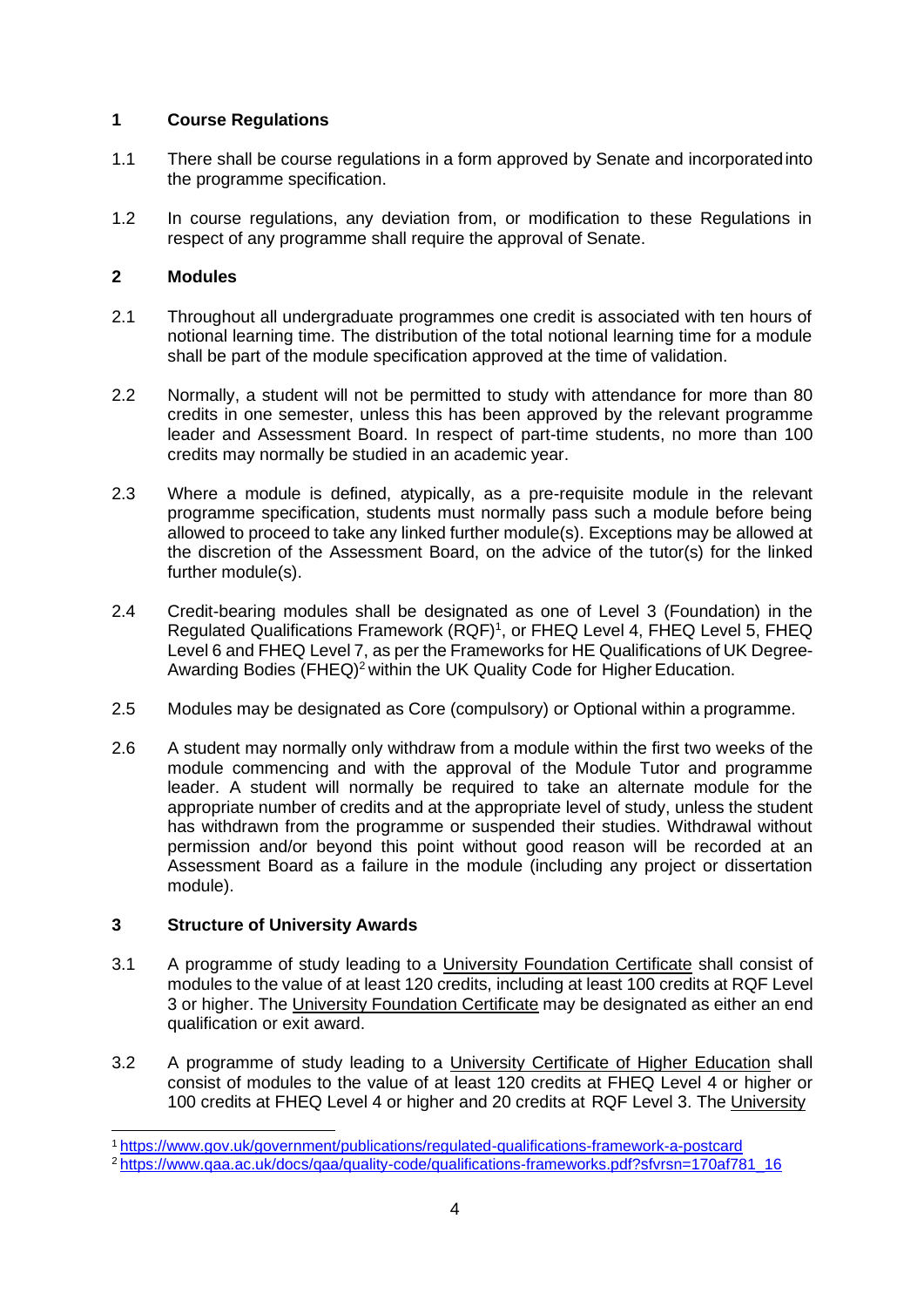## 1 Course Regulations

1.1 There shall be course regulations in a form approved by Senate and incorporated into the programme specification.

1.2 In course regulations, any deviation from, or modification to these Regulations in respect of any programme shall require the approval of Senate.

## 2 Modules

2.1 Throughout all undergraduate programmes one credit is associated with ten hours of notional learning time. The distribution of the total notional learning time for a module shall be part of the module specification approved at the time of validation.

2.2 Normally, a student will not be permitted to study with attendance for more than 80 credits in one semester, unless this has been approved by the relevant programme leader and Assessment Board. In respect of part-time students, no more than 100 credits may normally be studied in an academic year.

2.3 Where a module is defined, atypically, as a pre-requisite module in the relevant programme specification, students must normally pass such a module before being allowed to proceed to take any linked further module(s). Exceptions may be allowed at the discretion of the Assessment Board, on the advice of the tutor(s) for the linked further module(s).

2.4 Credit-bearing modules shall be designated as one of Level 3 (Foundation) in the Regulated Qualifications Framework (RQF)[1], or FHEQ Level 4, FHEQ Level 5, FHEQ Level 6 and FHEQ Level 7, as per the Frameworks for HE Qualifications of UK Degree-Awarding Bodies (FHEQ)[2] within the UK Quality Code for Higher Education.

2.5 Modules may be designated as Core (compulsory) or Optional within a programme.

2.6 A student may normally only withdraw from a module within the first two weeks of the module commencing and with the approval of the Module Tutor and programme leader. A student will normally be required to take an alternate module for the appropriate number of credits and at the appropriate level of study, unless the student has withdrawn from the programme or suspended their studies. Withdrawal without permission and/or beyond this point without good reason will be recorded at an Assessment Board as a failure in the module (including any project or dissertation module).

## 3 Structure of University Awards

3.1 A programme of study leading to a University Foundation Certificate shall consist of modules to the value of at least 120 credits, including at least 100 credits at RQF Level 3 or higher. The University Foundation Certificate may be designated as either an end qualification or exit award.

3.2 A programme of study leading to a University Certificate of Higher Education shall consist of modules to the value of at least 120 credits at FHEQ Level 4 or higher or 100 credits at FHEQ Level 4 or higher and 20 credits at RQF Level 3. The University

---

[1] https://www.gov.uk/government/publications/regulated-qualifications-framework-a-postcard

[2] https://www.qaa.ac.uk/docs/qaa/quality-code/qualifications-frameworks.pdf?sfvrsn=170af781_16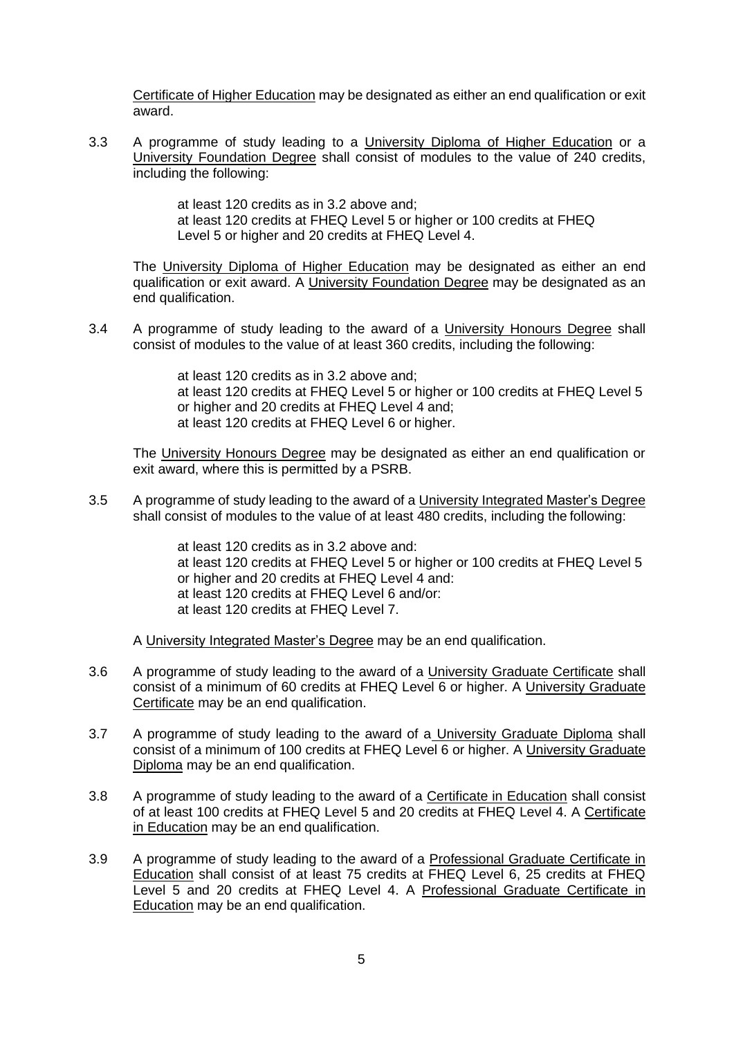Certificate of Higher Education may be designated as either an end qualification or exit award.

3.3 A programme of study leading to a University Diploma of Higher Education or a University Foundation Degree shall consist of modules to the value of 240 credits, including the following:

> at least 120 credits as in 3.2 above and;
> at least 120 credits at FHEQ Level 5 or higher or 100 credits at FHEQ Level 5 or higher and 20 credits at FHEQ Level 4.

The University Diploma of Higher Education may be designated as either an end qualification or exit award. A University Foundation Degree may be designated as an end qualification.

3.4 A programme of study leading to the award of a University Honours Degree shall consist of modules to the value of at least 360 credits, including the following:

> at least 120 credits as in 3.2 above and;
> at least 120 credits at FHEQ Level 5 or higher or 100 credits at FHEQ Level 5 or higher and 20 credits at FHEQ Level 4 and;
> at least 120 credits at FHEQ Level 6 or higher.

The University Honours Degree may be designated as either an end qualification or exit award, where this is permitted by a PSRB.

3.5 A programme of study leading to the award of a University Integrated Master's Degree shall consist of modules to the value of at least 480 credits, including the following:

> at least 120 credits as in 3.2 above and:
> at least 120 credits at FHEQ Level 5 or higher or 100 credits at FHEQ Level 5 or higher and 20 credits at FHEQ Level 4 and:
> at least 120 credits at FHEQ Level 6 and/or:
> at least 120 credits at FHEQ Level 7.

A University Integrated Master's Degree may be an end qualification.

3.6 A programme of study leading to the award of a University Graduate Certificate shall consist of a minimum of 60 credits at FHEQ Level 6 or higher. A University Graduate Certificate may be an end qualification.

3.7 A programme of study leading to the award of a University Graduate Diploma shall consist of a minimum of 100 credits at FHEQ Level 6 or higher. A University Graduate Diploma may be an end qualification.

3.8 A programme of study leading to the award of a Certificate in Education shall consist of at least 100 credits at FHEQ Level 5 and 20 credits at FHEQ Level 4. A Certificate in Education may be an end qualification.

3.9 A programme of study leading to the award of a Professional Graduate Certificate in Education shall consist of at least 75 credits at FHEQ Level 6, 25 credits at FHEQ Level 5 and 20 credits at FHEQ Level 4. A Professional Graduate Certificate in Education may be an end qualification.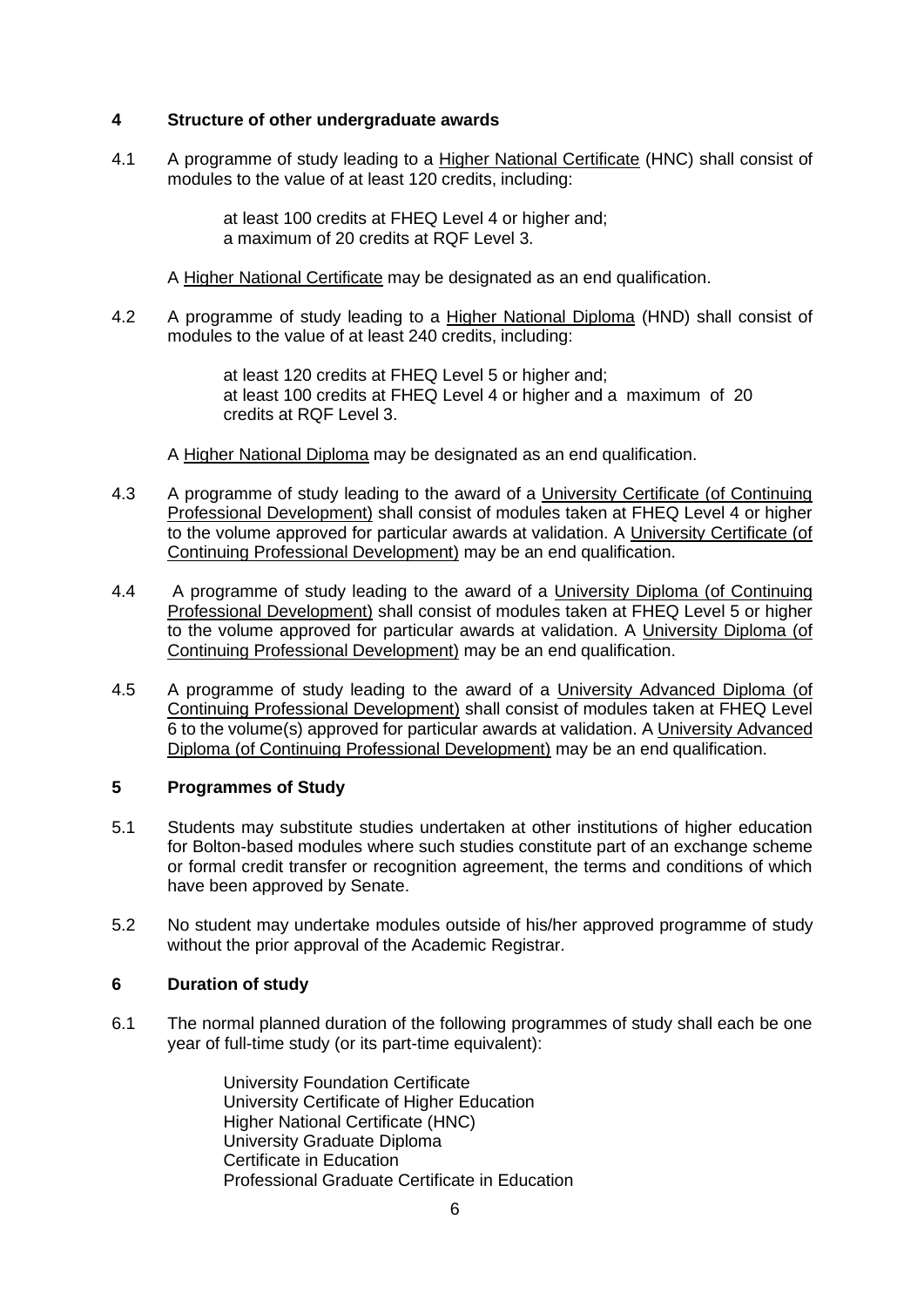## 4 Structure of other undergraduate awards

4.1 A programme of study leading to a Higher National Certificate (HNC) shall consist of modules to the value of at least 120 credits, including:

> at least 100 credits at FHEQ Level 4 or higher and;
> a maximum of 20 credits at RQF Level 3.

A Higher National Certificate may be designated as an end qualification.

4.2 A programme of study leading to a Higher National Diploma (HND) shall consist of modules to the value of at least 240 credits, including:

> at least 120 credits at FHEQ Level 5 or higher and;
> at least 100 credits at FHEQ Level 4 or higher and a maximum of 20 credits at RQF Level 3.

A Higher National Diploma may be designated as an end qualification.

4.3 A programme of study leading to the award of a University Certificate (of Continuing Professional Development) shall consist of modules taken at FHEQ Level 4 or higher to the volume approved for particular awards at validation. A University Certificate (of Continuing Professional Development) may be an end qualification.

4.4 A programme of study leading to the award of a University Diploma (of Continuing Professional Development) shall consist of modules taken at FHEQ Level 5 or higher to the volume approved for particular awards at validation. A University Diploma (of Continuing Professional Development) may be an end qualification.

4.5 A programme of study leading to the award of a University Advanced Diploma (of Continuing Professional Development) shall consist of modules taken at FHEQ Level 6 to the volume(s) approved for particular awards at validation. A University Advanced Diploma (of Continuing Professional Development) may be an end qualification.

## 5 Programmes of Study

5.1 Students may substitute studies undertaken at other institutions of higher education for Bolton-based modules where such studies constitute part of an exchange scheme or formal credit transfer or recognition agreement, the terms and conditions of which have been approved by Senate.

5.2 No student may undertake modules outside of his/her approved programme of study without the prior approval of the Academic Registrar.

## 6 Duration of study

6.1 The normal planned duration of the following programmes of study shall each be one year of full-time study (or its part-time equivalent):

> University Foundation Certificate
> University Certificate of Higher Education
> Higher National Certificate (HNC)
> University Graduate Diploma
> Certificate in Education
> Professional Graduate Certificate in Education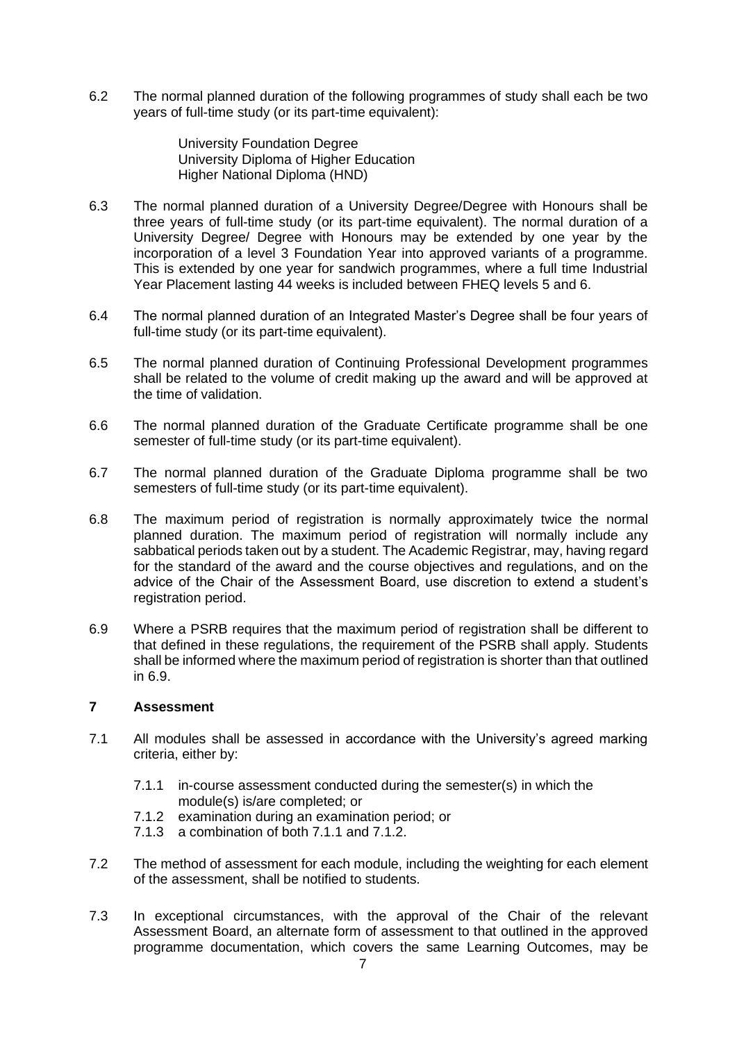6.2 The normal planned duration of the following programmes of study shall each be two years of full-time study (or its part-time equivalent):

University Foundation Degree
University Diploma of Higher Education
Higher National Diploma (HND)

6.3 The normal planned duration of a University Degree/Degree with Honours shall be three years of full-time study (or its part-time equivalent). The normal duration of a University Degree/ Degree with Honours may be extended by one year by the incorporation of a level 3 Foundation Year into approved variants of a programme. This is extended by one year for sandwich programmes, where a full time Industrial Year Placement lasting 44 weeks is included between FHEQ levels 5 and 6.

6.4 The normal planned duration of an Integrated Master's Degree shall be four years of full-time study (or its part-time equivalent).

6.5 The normal planned duration of Continuing Professional Development programmes shall be related to the volume of credit making up the award and will be approved at the time of validation.

6.6 The normal planned duration of the Graduate Certificate programme shall be one semester of full-time study (or its part-time equivalent).

6.7 The normal planned duration of the Graduate Diploma programme shall be two semesters of full-time study (or its part-time equivalent).

6.8 The maximum period of registration is normally approximately twice the normal planned duration. The maximum period of registration will normally include any sabbatical periods taken out by a student. The Academic Registrar, may, having regard for the standard of the award and the course objectives and regulations, and on the advice of the Chair of the Assessment Board, use discretion to extend a student's registration period.

6.9 Where a PSRB requires that the maximum period of registration shall be different to that defined in these regulations, the requirement of the PSRB shall apply. Students shall be informed where the maximum period of registration is shorter than that outlined in 6.9.

## 7 Assessment

7.1 All modules shall be assessed in accordance with the University's agreed marking criteria, either by:

- 7.1.1 in-course assessment conducted during the semester(s) in which the module(s) is/are completed; or
- 7.1.2 examination during an examination period; or
- 7.1.3 a combination of both 7.1.1 and 7.1.2.

7.2 The method of assessment for each module, including the weighting for each element of the assessment, shall be notified to students.

7.3 In exceptional circumstances, with the approval of the Chair of the relevant Assessment Board, an alternate form of assessment to that outlined in the approved programme documentation, which covers the same Learning Outcomes, may be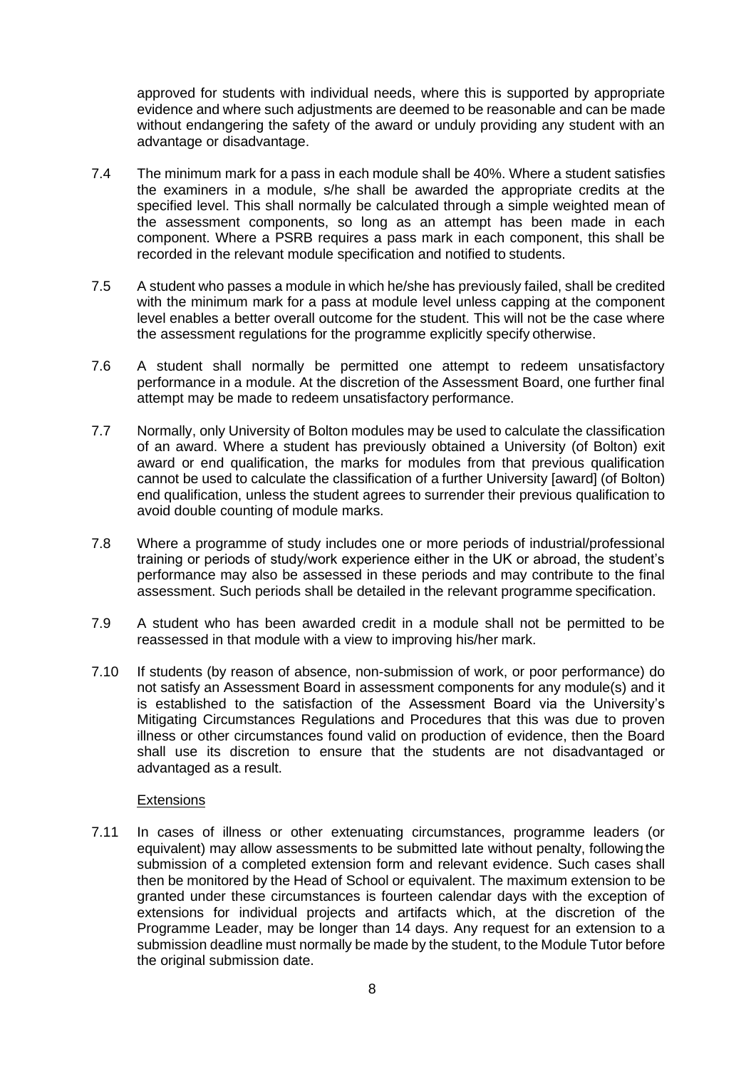approved for students with individual needs, where this is supported by appropriate evidence and where such adjustments are deemed to be reasonable and can be made without endangering the safety of the award or unduly providing any student with an advantage or disadvantage.

7.4 The minimum mark for a pass in each module shall be 40%. Where a student satisfies the examiners in a module, s/he shall be awarded the appropriate credits at the specified level. This shall normally be calculated through a simple weighted mean of the assessment components, so long as an attempt has been made in each component. Where a PSRB requires a pass mark in each component, this shall be recorded in the relevant module specification and notified to students.

7.5 A student who passes a module in which he/she has previously failed, shall be credited with the minimum mark for a pass at module level unless capping at the component level enables a better overall outcome for the student. This will not be the case where the assessment regulations for the programme explicitly specify otherwise.

7.6 A student shall normally be permitted one attempt to redeem unsatisfactory performance in a module. At the discretion of the Assessment Board, one further final attempt may be made to redeem unsatisfactory performance.

7.7 Normally, only University of Bolton modules may be used to calculate the classification of an award. Where a student has previously obtained a University (of Bolton) exit award or end qualification, the marks for modules from that previous qualification cannot be used to calculate the classification of a further University [award] (of Bolton) end qualification, unless the student agrees to surrender their previous qualification to avoid double counting of module marks.

7.8 Where a programme of study includes one or more periods of industrial/professional training or periods of study/work experience either in the UK or abroad, the student's performance may also be assessed in these periods and may contribute to the final assessment. Such periods shall be detailed in the relevant programme specification.

7.9 A student who has been awarded credit in a module shall not be permitted to be reassessed in that module with a view to improving his/her mark.

7.10 If students (by reason of absence, non-submission of work, or poor performance) do not satisfy an Assessment Board in assessment components for any module(s) and it is established to the satisfaction of the Assessment Board via the University's Mitigating Circumstances Regulations and Procedures that this was due to proven illness or other circumstances found valid on production of evidence, then the Board shall use its discretion to ensure that the students are not disadvantaged or advantaged as a result.

Extensions

7.11 In cases of illness or other extenuating circumstances, programme leaders (or equivalent) may allow assessments to be submitted late without penalty, following the submission of a completed extension form and relevant evidence. Such cases shall then be monitored by the Head of School or equivalent. The maximum extension to be granted under these circumstances is fourteen calendar days with the exception of extensions for individual projects and artifacts which, at the discretion of the Programme Leader, may be longer than 14 days. Any request for an extension to a submission deadline must normally be made by the student, to the Module Tutor before the original submission date.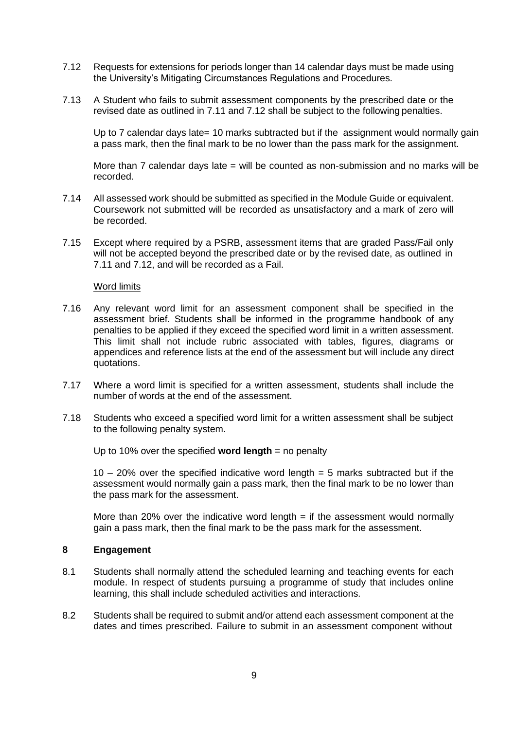7.12 Requests for extensions for periods longer than 14 calendar days must be made using the University's Mitigating Circumstances Regulations and Procedures.

7.13 A Student who fails to submit assessment components by the prescribed date or the revised date as outlined in 7.11 and 7.12 shall be subject to the following penalties.

Up to 7 calendar days late= 10 marks subtracted but if the assignment would normally gain a pass mark, then the final mark to be no lower than the pass mark for the assignment.

More than 7 calendar days late = will be counted as non-submission and no marks will be recorded.

7.14 All assessed work should be submitted as specified in the Module Guide or equivalent. Coursework not submitted will be recorded as unsatisfactory and a mark of zero will be recorded.

7.15 Except where required by a PSRB, assessment items that are graded Pass/Fail only will not be accepted beyond the prescribed date or by the revised date, as outlined in 7.11 and 7.12, and will be recorded as a Fail.

<u>Word limits</u>

7.16 Any relevant word limit for an assessment component shall be specified in the assessment brief. Students shall be informed in the programme handbook of any penalties to be applied if they exceed the specified word limit in a written assessment. This limit shall not include rubric associated with tables, figures, diagrams or appendices and reference lists at the end of the assessment but will include any direct quotations.

7.17 Where a word limit is specified for a written assessment, students shall include the number of words at the end of the assessment.

7.18 Students who exceed a specified word limit for a written assessment shall be subject to the following penalty system.

Up to 10% over the specified **word length** = no penalty

10 – 20% over the specified indicative word length = 5 marks subtracted but if the assessment would normally gain a pass mark, then the final mark to be no lower than the pass mark for the assessment.

More than 20% over the indicative word length = if the assessment would normally gain a pass mark, then the final mark to be the pass mark for the assessment.

## 8 Engagement

8.1 Students shall normally attend the scheduled learning and teaching events for each module. In respect of students pursuing a programme of study that includes online learning, this shall include scheduled activities and interactions.

8.2 Students shall be required to submit and/or attend each assessment component at the dates and times prescribed. Failure to submit in an assessment component without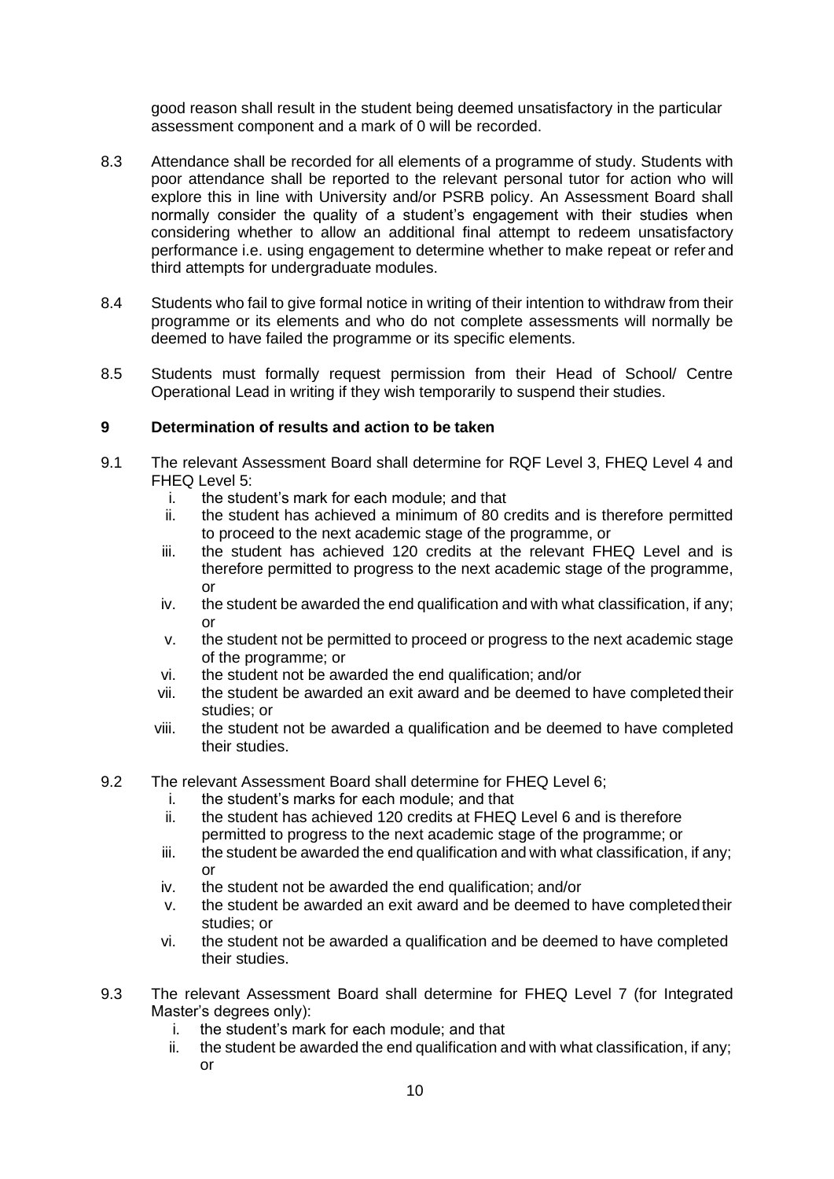good reason shall result in the student being deemed unsatisfactory in the particular assessment component and a mark of 0 will be recorded.

8.3 Attendance shall be recorded for all elements of a programme of study. Students with poor attendance shall be reported to the relevant personal tutor for action who will explore this in line with University and/or PSRB policy. An Assessment Board shall normally consider the quality of a student's engagement with their studies when considering whether to allow an additional final attempt to redeem unsatisfactory performance i.e. using engagement to determine whether to make repeat or refer and third attempts for undergraduate modules.

8.4 Students who fail to give formal notice in writing of their intention to withdraw from their programme or its elements and who do not complete assessments will normally be deemed to have failed the programme or its specific elements.

8.5 Students must formally request permission from their Head of School/ Centre Operational Lead in writing if they wish temporarily to suspend their studies.

## 9 Determination of results and action to be taken

9.1 The relevant Assessment Board shall determine for RQF Level 3, FHEQ Level 4 and FHEQ Level 5:

i. the student's mark for each module; and that
ii. the student has achieved a minimum of 80 credits and is therefore permitted to proceed to the next academic stage of the programme, or
iii. the student has achieved 120 credits at the relevant FHEQ Level and is therefore permitted to progress to the next academic stage of the programme, or
iv. the student be awarded the end qualification and with what classification, if any; or
v. the student not be permitted to proceed or progress to the next academic stage of the programme; or
vi. the student not be awarded the end qualification; and/or
vii. the student be awarded an exit award and be deemed to have completed their studies; or
viii. the student not be awarded a qualification and be deemed to have completed their studies.

9.2 The relevant Assessment Board shall determine for FHEQ Level 6;

i. the student's marks for each module; and that
ii. the student has achieved 120 credits at FHEQ Level 6 and is therefore permitted to progress to the next academic stage of the programme; or
iii. the student be awarded the end qualification and with what classification, if any; or
iv. the student not be awarded the end qualification; and/or
v. the student be awarded an exit award and be deemed to have completed their studies; or
vi. the student not be awarded a qualification and be deemed to have completed their studies.

9.3 The relevant Assessment Board shall determine for FHEQ Level 7 (for Integrated Master's degrees only):

i. the student's mark for each module; and that
ii. the student be awarded the end qualification and with what classification, if any; or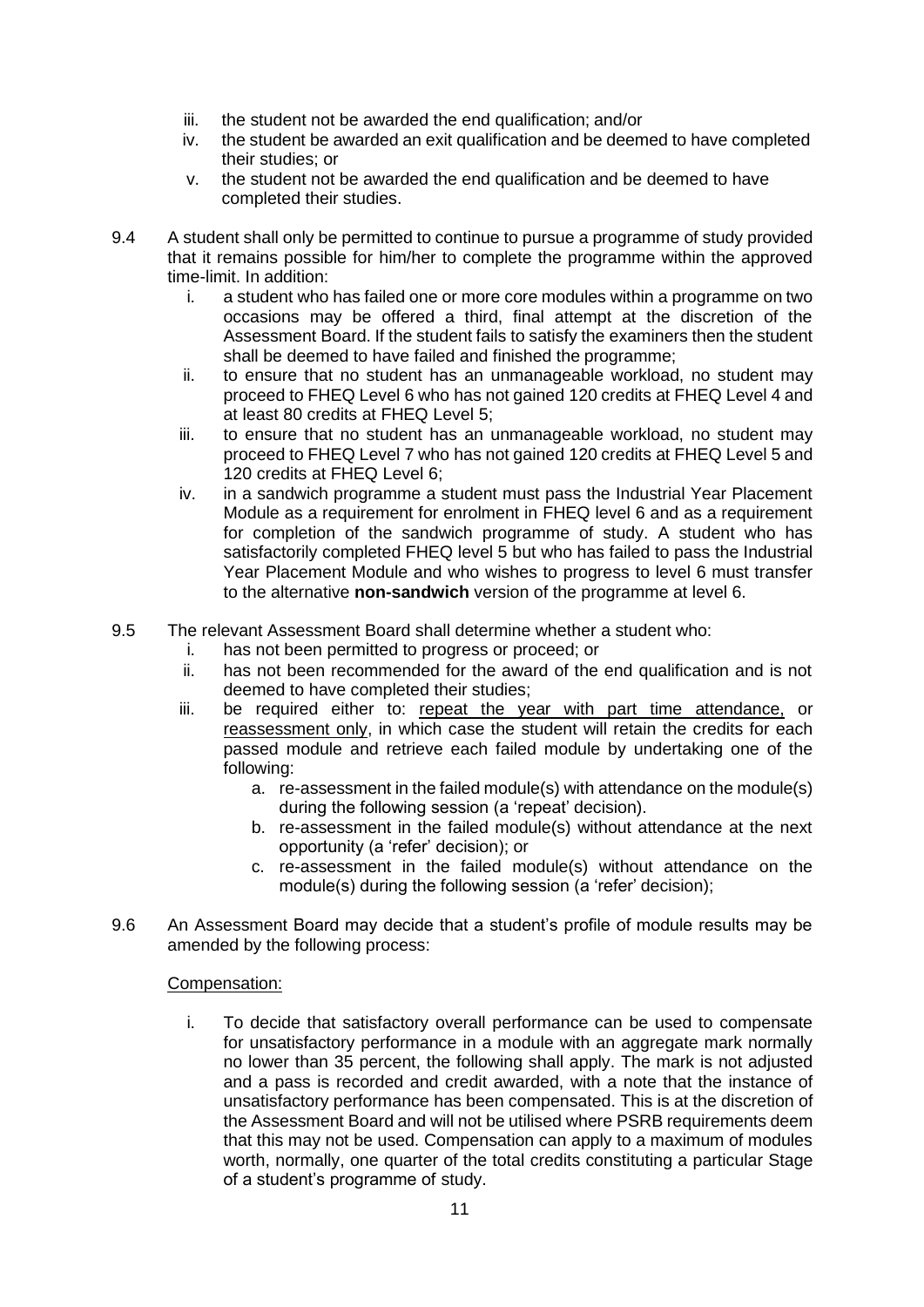iii. the student not be awarded the end qualification; and/or
iv. the student be awarded an exit qualification and be deemed to have completed their studies; or
v. the student not be awarded the end qualification and be deemed to have completed their studies.

9.4 A student shall only be permitted to continue to pursue a programme of study provided that it remains possible for him/her to complete the programme within the approved time-limit. In addition:

i. a student who has failed one or more core modules within a programme on two occasions may be offered a third, final attempt at the discretion of the Assessment Board. If the student fails to satisfy the examiners then the student shall be deemed to have failed and finished the programme;
ii. to ensure that no student has an unmanageable workload, no student may proceed to FHEQ Level 6 who has not gained 120 credits at FHEQ Level 4 and at least 80 credits at FHEQ Level 5;
iii. to ensure that no student has an unmanageable workload, no student may proceed to FHEQ Level 7 who has not gained 120 credits at FHEQ Level 5 and 120 credits at FHEQ Level 6;
iv. in a sandwich programme a student must pass the Industrial Year Placement Module as a requirement for enrolment in FHEQ level 6 and as a requirement for completion of the sandwich programme of study. A student who has satisfactorily completed FHEQ level 5 but who has failed to pass the Industrial Year Placement Module and who wishes to progress to level 6 must transfer to the alternative **non-sandwich** version of the programme at level 6.

9.5 The relevant Assessment Board shall determine whether a student who:

i. has not been permitted to progress or proceed; or
ii. has not been recommended for the award of the end qualification and is not deemed to have completed their studies;
iii. be required either to: <u>repeat the year with part time attendance,</u> or <u>reassessment only</u>, in which case the student will retain the credits for each passed module and retrieve each failed module by undertaking one of the following:
   a. re-assessment in the failed module(s) with attendance on the module(s) during the following session (a 'repeat' decision).
   b. re-assessment in the failed module(s) without attendance at the next opportunity (a 'refer' decision); or
   c. re-assessment in the failed module(s) without attendance on the module(s) during the following session (a 'refer' decision);

9.6 An Assessment Board may decide that a student's profile of module results may be amended by the following process:

<u>Compensation:</u>

i. To decide that satisfactory overall performance can be used to compensate for unsatisfactory performance in a module with an aggregate mark normally no lower than 35 percent, the following shall apply. The mark is not adjusted and a pass is recorded and credit awarded, with a note that the instance of unsatisfactory performance has been compensated. This is at the discretion of the Assessment Board and will not be utilised where PSRB requirements deem that this may not be used. Compensation can apply to a maximum of modules worth, normally, one quarter of the total credits constituting a particular Stage of a student's programme of study.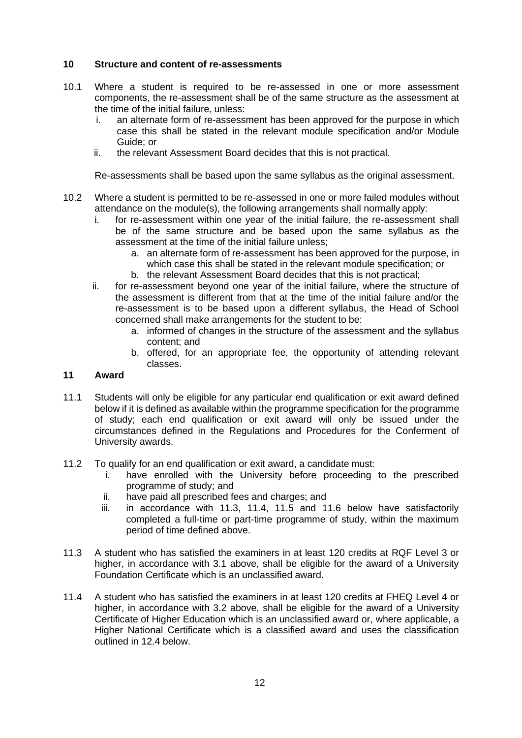## 10 Structure and content of re-assessments

10.1 Where a student is required to be re-assessed in one or more assessment components, the re-assessment shall be of the same structure as the assessment at the time of the initial failure, unless:

i. an alternate form of re-assessment has been approved for the purpose in which case this shall be stated in the relevant module specification and/or Module Guide; or
ii. the relevant Assessment Board decides that this is not practical.

Re-assessments shall be based upon the same syllabus as the original assessment.

10.2 Where a student is permitted to be re-assessed in one or more failed modules without attendance on the module(s), the following arrangements shall normally apply:

i. for re-assessment within one year of the initial failure, the re-assessment shall be of the same structure and be based upon the same syllabus as the assessment at the time of the initial failure unless;
   a. an alternate form of re-assessment has been approved for the purpose, in which case this shall be stated in the relevant module specification; or
   b. the relevant Assessment Board decides that this is not practical;
ii. for re-assessment beyond one year of the initial failure, where the structure of the assessment is different from that at the time of the initial failure and/or the re-assessment is to be based upon a different syllabus, the Head of School concerned shall make arrangements for the student to be:
   a. informed of changes in the structure of the assessment and the syllabus content; and
   b. offered, for an appropriate fee, the opportunity of attending relevant classes.

## 11 Award

11.1 Students will only be eligible for any particular end qualification or exit award defined below if it is defined as available within the programme specification for the programme of study; each end qualification or exit award will only be issued under the circumstances defined in the Regulations and Procedures for the Conferment of University awards.

11.2 To qualify for an end qualification or exit award, a candidate must:

i. have enrolled with the University before proceeding to the prescribed programme of study; and
ii. have paid all prescribed fees and charges; and
iii. in accordance with 11.3, 11.4, 11.5 and 11.6 below have satisfactorily completed a full-time or part-time programme of study, within the maximum period of time defined above.

11.3 A student who has satisfied the examiners in at least 120 credits at RQF Level 3 or higher, in accordance with 3.1 above, shall be eligible for the award of a University Foundation Certificate which is an unclassified award.

11.4 A student who has satisfied the examiners in at least 120 credits at FHEQ Level 4 or higher, in accordance with 3.2 above, shall be eligible for the award of a University Certificate of Higher Education which is an unclassified award or, where applicable, a Higher National Certificate which is a classified award and uses the classification outlined in 12.4 below.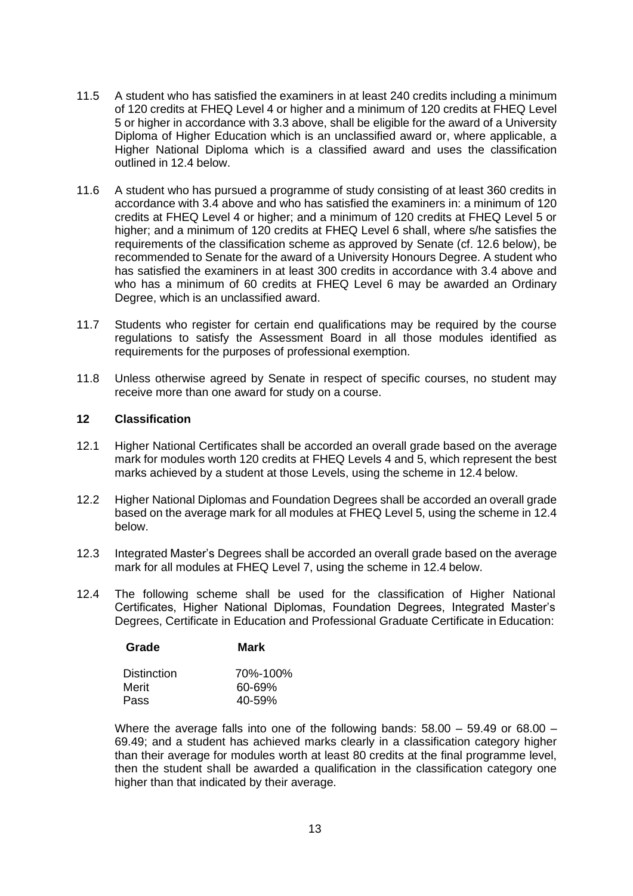11.5 A student who has satisfied the examiners in at least 240 credits including a minimum of 120 credits at FHEQ Level 4 or higher and a minimum of 120 credits at FHEQ Level 5 or higher in accordance with 3.3 above, shall be eligible for the award of a University Diploma of Higher Education which is an unclassified award or, where applicable, a Higher National Diploma which is a classified award and uses the classification outlined in 12.4 below.

11.6 A student who has pursued a programme of study consisting of at least 360 credits in accordance with 3.4 above and who has satisfied the examiners in: a minimum of 120 credits at FHEQ Level 4 or higher; and a minimum of 120 credits at FHEQ Level 5 or higher; and a minimum of 120 credits at FHEQ Level 6 shall, where s/he satisfies the requirements of the classification scheme as approved by Senate (cf. 12.6 below), be recommended to Senate for the award of a University Honours Degree. A student who has satisfied the examiners in at least 300 credits in accordance with 3.4 above and who has a minimum of 60 credits at FHEQ Level 6 may be awarded an Ordinary Degree, which is an unclassified award.

11.7 Students who register for certain end qualifications may be required by the course regulations to satisfy the Assessment Board in all those modules identified as requirements for the purposes of professional exemption.

11.8 Unless otherwise agreed by Senate in respect of specific courses, no student may receive more than one award for study on a course.

## 12 Classification

12.1 Higher National Certificates shall be accorded an overall grade based on the average mark for modules worth 120 credits at FHEQ Levels 4 and 5, which represent the best marks achieved by a student at those Levels, using the scheme in 12.4 below.

12.2 Higher National Diplomas and Foundation Degrees shall be accorded an overall grade based on the average mark for all modules at FHEQ Level 5, using the scheme in 12.4 below.

12.3 Integrated Master's Degrees shall be accorded an overall grade based on the average mark for all modules at FHEQ Level 7, using the scheme in 12.4 below.

12.4 The following scheme shall be used for the classification of Higher National Certificates, Higher National Diplomas, Foundation Degrees, Integrated Master's Degrees, Certificate in Education and Professional Graduate Certificate in Education:

| Grade | Mark |
|---|---|
| Distinction | 70%-100% |
| Merit | 60-69% |
| Pass | 40-59% |

Where the average falls into one of the following bands: 58.00 – 59.49 or 68.00 – 69.49; and a student has achieved marks clearly in a classification category higher than their average for modules worth at least 80 credits at the final programme level, then the student shall be awarded a qualification in the classification category one higher than that indicated by their average.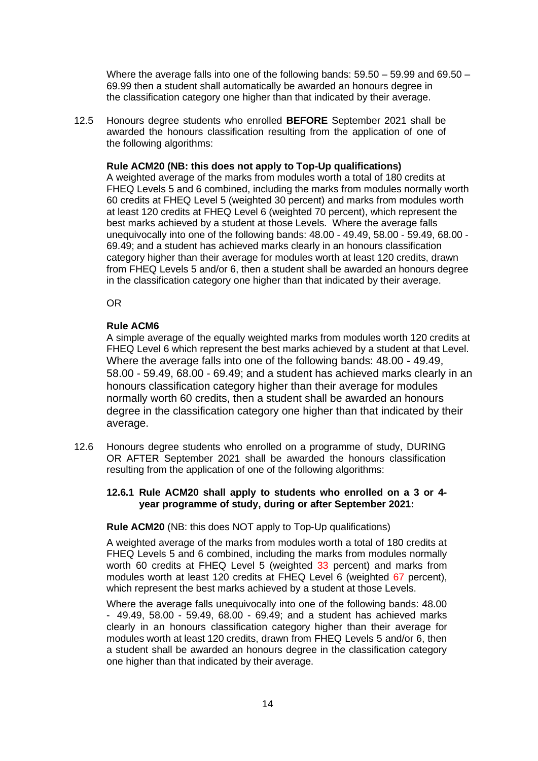Where the average falls into one of the following bands: 59.50 – 59.99 and 69.50 – 69.99 then a student shall automatically be awarded an honours degree in the classification category one higher than that indicated by their average.

12.5 Honours degree students who enrolled **BEFORE** September 2021 shall be awarded the honours classification resulting from the application of one of the following algorithms:

**Rule ACM20 (NB: this does not apply to Top-Up qualifications)**
A weighted average of the marks from modules worth a total of 180 credits at FHEQ Levels 5 and 6 combined, including the marks from modules normally worth 60 credits at FHEQ Level 5 (weighted 30 percent) and marks from modules worth at least 120 credits at FHEQ Level 6 (weighted 70 percent), which represent the best marks achieved by a student at those Levels. Where the average falls unequivocally into one of the following bands: 48.00 - 49.49, 58.00 - 59.49, 68.00 - 69.49; and a student has achieved marks clearly in an honours classification category higher than their average for modules worth at least 120 credits, drawn from FHEQ Levels 5 and/or 6, then a student shall be awarded an honours degree in the classification category one higher than that indicated by their average.

OR

**Rule ACM6**
A simple average of the equally weighted marks from modules worth 120 credits at FHEQ Level 6 which represent the best marks achieved by a student at that Level. Where the average falls into one of the following bands: 48.00 - 49.49, 58.00 - 59.49, 68.00 - 69.49; and a student has achieved marks clearly in an honours classification category higher than their average for modules normally worth 60 credits, then a student shall be awarded an honours degree in the classification category one higher than that indicated by their average.

12.6 Honours degree students who enrolled on a programme of study, DURING OR AFTER September 2021 shall be awarded the honours classification resulting from the application of one of the following algorithms:

**12.6.1 Rule ACM20 shall apply to students who enrolled on a 3 or 4-year programme of study, during or after September 2021:**

**Rule ACM20** (NB: this does NOT apply to Top-Up qualifications)

A weighted average of the marks from modules worth a total of 180 credits at FHEQ Levels 5 and 6 combined, including the marks from modules normally worth 60 credits at FHEQ Level 5 (weighted 33 percent) and marks from modules worth at least 120 credits at FHEQ Level 6 (weighted 67 percent), which represent the best marks achieved by a student at those Levels.

Where the average falls unequivocally into one of the following bands: 48.00 - 49.49, 58.00 - 59.49, 68.00 - 69.49; and a student has achieved marks clearly in an honours classification category higher than their average for modules worth at least 120 credits, drawn from FHEQ Levels 5 and/or 6, then a student shall be awarded an honours degree in the classification category one higher than that indicated by their average.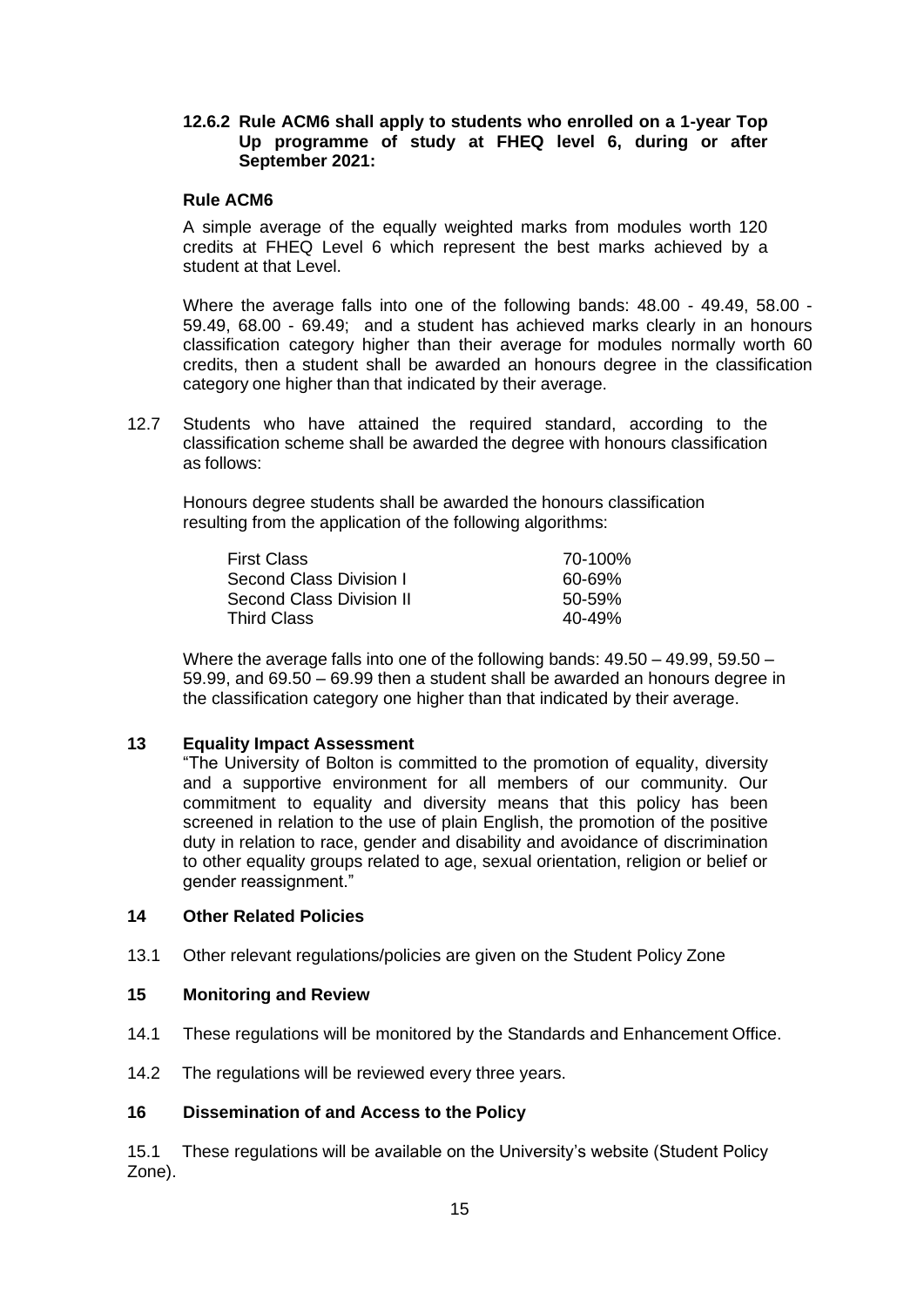**12.6.2 Rule ACM6 shall apply to students who enrolled on a 1-year Top Up programme of study at FHEQ level 6, during or after September 2021:**

**Rule ACM6**

A simple average of the equally weighted marks from modules worth 120 credits at FHEQ Level 6 which represent the best marks achieved by a student at that Level.

Where the average falls into one of the following bands: 48.00 - 49.49, 58.00 - 59.49, 68.00 - 69.49; and a student has achieved marks clearly in an honours classification category higher than their average for modules normally worth 60 credits, then a student shall be awarded an honours degree in the classification category one higher than that indicated by their average.

12.7 Students who have attained the required standard, according to the classification scheme shall be awarded the degree with honours classification as follows:

Honours degree students shall be awarded the honours classification resulting from the application of the following algorithms:

| | |
|---|---|
| First Class | 70-100% |
| Second Class Division I | 60-69% |
| Second Class Division II | 50-59% |
| Third Class | 40-49% |

Where the average falls into one of the following bands: 49.50 – 49.99, 59.50 – 59.99, and 69.50 – 69.99 then a student shall be awarded an honours degree in the classification category one higher than that indicated by their average.

## 13 Equality Impact Assessment

"The University of Bolton is committed to the promotion of equality, diversity and a supportive environment for all members of our community. Our commitment to equality and diversity means that this policy has been screened in relation to the use of plain English, the promotion of the positive duty in relation to race, gender and disability and avoidance of discrimination to other equality groups related to age, sexual orientation, religion or belief or gender reassignment."

## 14 Other Related Policies

13.1 Other relevant regulations/policies are given on the Student Policy Zone

## 15 Monitoring and Review

14.1 These regulations will be monitored by the Standards and Enhancement Office.

14.2 The regulations will be reviewed every three years.

## 16 Dissemination of and Access to the Policy

15.1 These regulations will be available on the University's website (Student Policy Zone).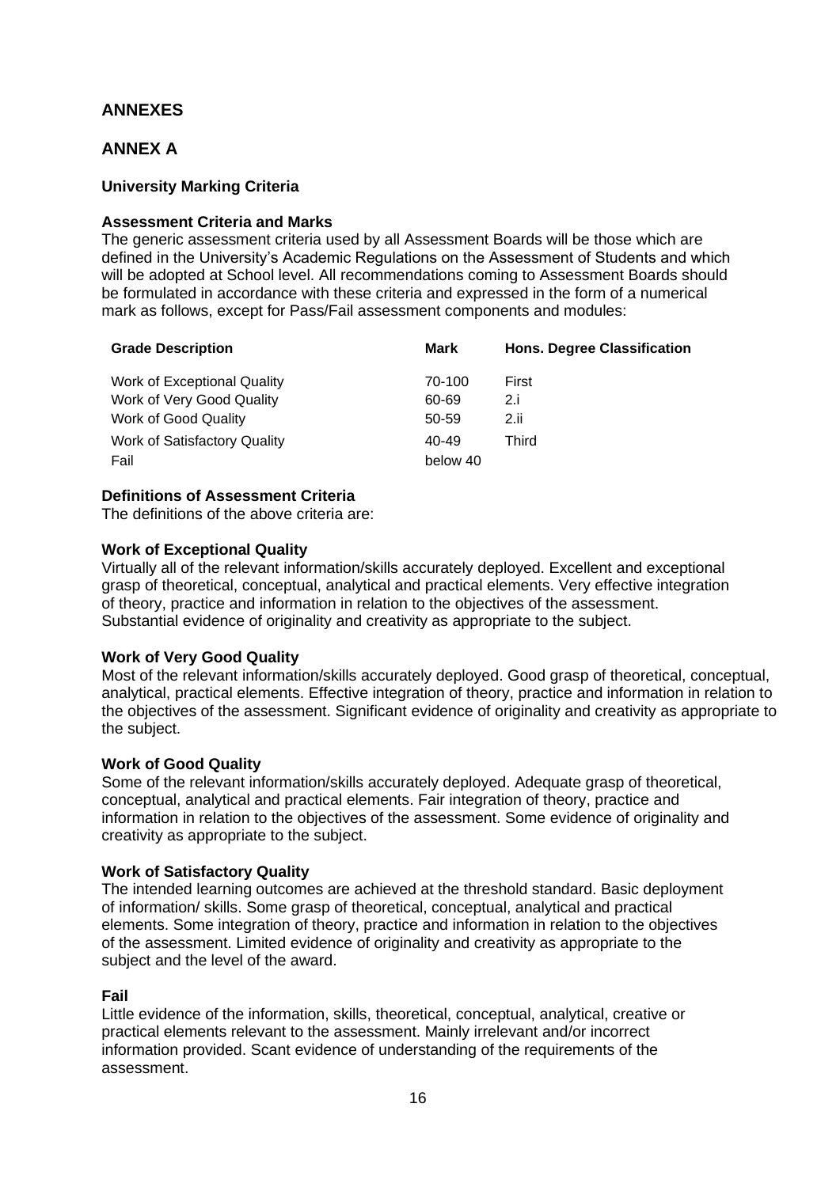## ANNEXES

## ANNEX A

**University Marking Criteria**

**Assessment Criteria and Marks**

The generic assessment criteria used by all Assessment Boards will be those which are defined in the University's Academic Regulations on the Assessment of Students and which will be adopted at School level. All recommendations coming to Assessment Boards should be formulated in accordance with these criteria and expressed in the form of a numerical mark as follows, except for Pass/Fail assessment components and modules:

| Grade Description | Mark | Hons. Degree Classification |
|---|---|---|
| Work of Exceptional Quality | 70-100 | First |
| Work of Very Good Quality | 60-69 | 2.i |
| Work of Good Quality | 50-59 | 2.ii |
| Work of Satisfactory Quality | 40-49 | Third |
| Fail | below 40 | |

**Definitions of Assessment Criteria**

The definitions of the above criteria are:

**Work of Exceptional Quality**

Virtually all of the relevant information/skills accurately deployed. Excellent and exceptional grasp of theoretical, conceptual, analytical and practical elements. Very effective integration of theory, practice and information in relation to the objectives of the assessment. Substantial evidence of originality and creativity as appropriate to the subject.

**Work of Very Good Quality**

Most of the relevant information/skills accurately deployed. Good grasp of theoretical, conceptual, analytical, practical elements. Effective integration of theory, practice and information in relation to the objectives of the assessment. Significant evidence of originality and creativity as appropriate to the subject.

**Work of Good Quality**

Some of the relevant information/skills accurately deployed. Adequate grasp of theoretical, conceptual, analytical and practical elements. Fair integration of theory, practice and information in relation to the objectives of the assessment. Some evidence of originality and creativity as appropriate to the subject.

**Work of Satisfactory Quality**

The intended learning outcomes are achieved at the threshold standard. Basic deployment of information/ skills. Some grasp of theoretical, conceptual, analytical and practical elements. Some integration of theory, practice and information in relation to the objectives of the assessment. Limited evidence of originality and creativity as appropriate to the subject and the level of the award.

**Fail**

Little evidence of the information, skills, theoretical, conceptual, analytical, creative or practical elements relevant to the assessment. Mainly irrelevant and/or incorrect information provided. Scant evidence of understanding of the requirements of the assessment.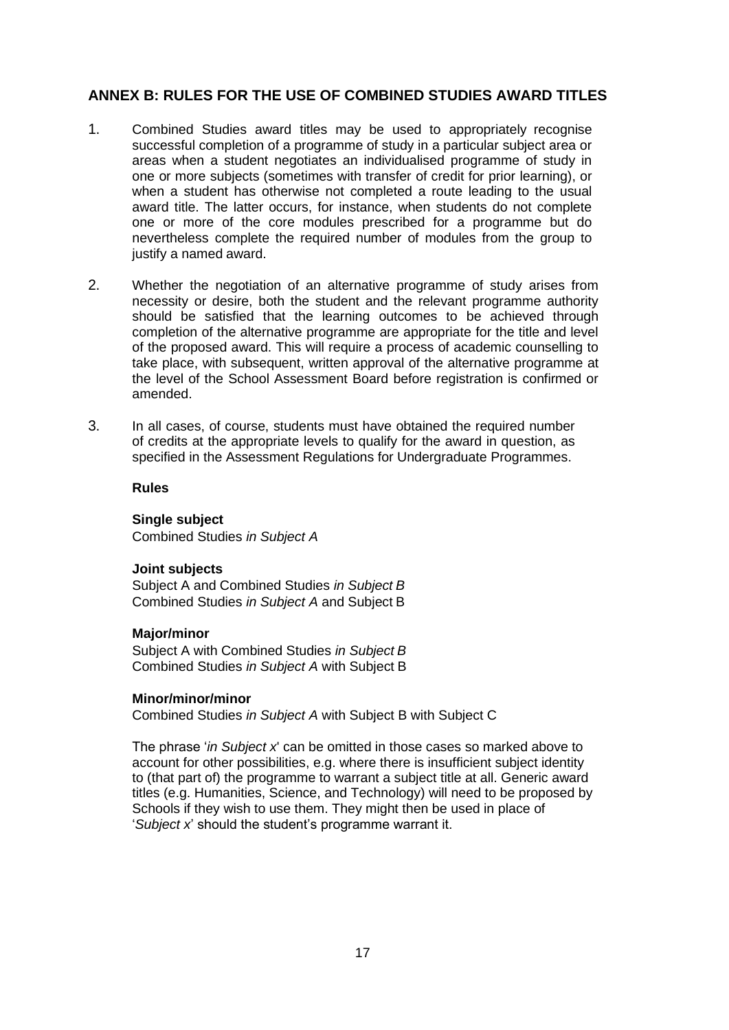## ANNEX B: RULES FOR THE USE OF COMBINED STUDIES AWARD TITLES

1. Combined Studies award titles may be used to appropriately recognise successful completion of a programme of study in a particular subject area or areas when a student negotiates an individualised programme of study in one or more subjects (sometimes with transfer of credit for prior learning), or when a student has otherwise not completed a route leading to the usual award title. The latter occurs, for instance, when students do not complete one or more of the core modules prescribed for a programme but do nevertheless complete the required number of modules from the group to justify a named award.

2. Whether the negotiation of an alternative programme of study arises from necessity or desire, both the student and the relevant programme authority should be satisfied that the learning outcomes to be achieved through completion of the alternative programme are appropriate for the title and level of the proposed award. This will require a process of academic counselling to take place, with subsequent, written approval of the alternative programme at the level of the School Assessment Board before registration is confirmed or amended.

3. In all cases, of course, students must have obtained the required number of credits at the appropriate levels to qualify for the award in question, as specified in the Assessment Regulations for Undergraduate Programmes.

**Rules**

**Single subject**
Combined Studies *in Subject A*

**Joint subjects**
Subject A and Combined Studies *in Subject B*
Combined Studies *in Subject A* and Subject B

**Major/minor**
Subject A with Combined Studies *in Subject B*
Combined Studies *in Subject A* with Subject B

**Minor/minor/minor**
Combined Studies *in Subject A* with Subject B with Subject C

The phrase '*in Subject x*' can be omitted in those cases so marked above to account for other possibilities, e.g. where there is insufficient subject identity to (that part of) the programme to warrant a subject title at all. Generic award titles (e.g. Humanities, Science, and Technology) will need to be proposed by Schools if they wish to use them. They might then be used in place of '*Subject x*' should the student's programme warrant it.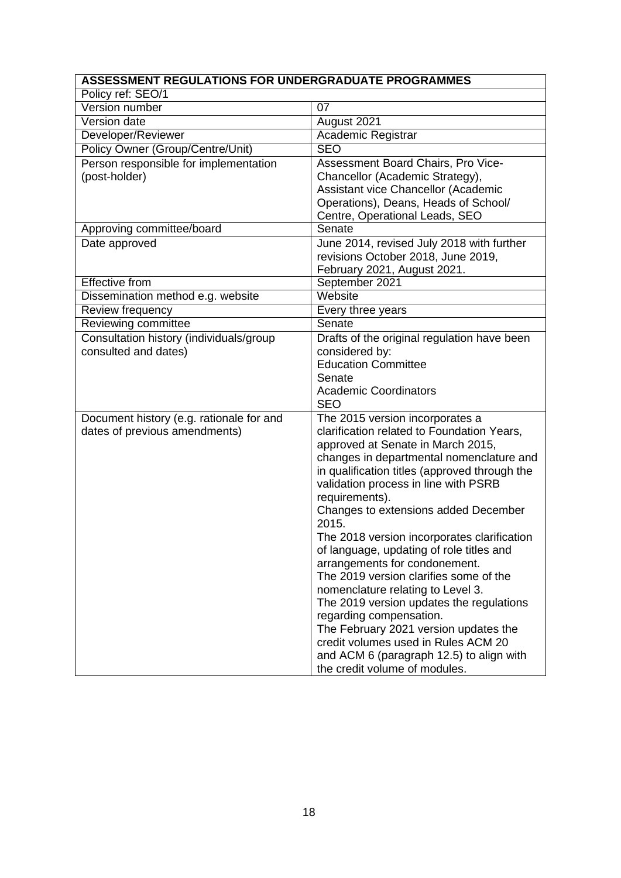| ASSESSMENT REGULATIONS FOR UNDERGRADUATE PROGRAMMES | |
|---|---|
| Policy ref: SEO/1 | |
| Version number | 07 |
| Version date | August 2021 |
| Developer/Reviewer | Academic Registrar |
| Policy Owner (Group/Centre/Unit) | SEO |
| Person responsible for implementation (post-holder) | Assessment Board Chairs, Pro Vice-Chancellor (Academic Strategy), Assistant vice Chancellor (Academic Operations), Deans, Heads of School/ Centre, Operational Leads, SEO |
| Approving committee/board | Senate |
| Date approved | June 2014, revised July 2018 with further revisions October 2018, June 2019, February 2021, August 2021. |
| Effective from | September 2021 |
| Dissemination method e.g. website | Website |
| Review frequency | Every three years |
| Reviewing committee | Senate |
| Consultation history (individuals/group consulted and dates) | Drafts of the original regulation have been considered by:<br>Education Committee<br>Senate<br>Academic Coordinators<br>SEO |
| Document history (e.g. rationale for and dates of previous amendments) | The 2015 version incorporates a clarification related to Foundation Years, approved at Senate in March 2015, changes in departmental nomenclature and in qualification titles (approved through the validation process in line with PSRB requirements).<br>Changes to extensions added December 2015.<br>The 2018 version incorporates clarification of language, updating of role titles and arrangements for condonement.<br>The 2019 version clarifies some of the nomenclature relating to Level 3.<br>The 2019 version updates the regulations regarding compensation.<br>The February 2021 version updates the credit volumes used in Rules ACM 20 and ACM 6 (paragraph 12.5) to align with the credit volume of modules. |